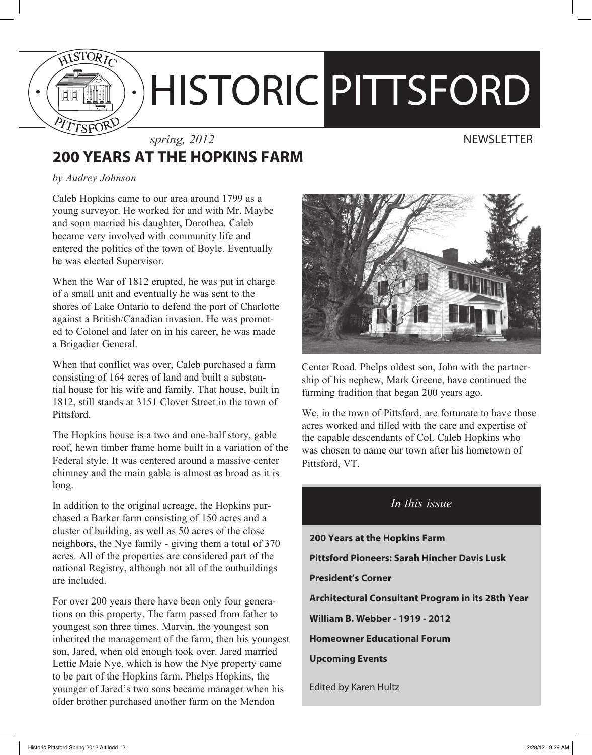# HISTORIC PITTSFORD

*spring, 2012*

NEWSLETTER

## 200 YEARS AT THE HOPKINS FARM

*by Audrey Johnson*

Caleb Hopkins came to our area around 1799 as a young surveyor. He worked for and with Mr. Maybe and soon married his daughter, Dorothea. Caleb became very involved with community life and entered the politics of the town of Boyle. Eventually he was elected Supervisor.

When the War of 1812 erupted, he was put in charge of a small unit and eventually he was sent to the shores of Lake Ontario to defend the port of Charlotte against a British/Canadian invasion. He was promoted to Colonel and later on in his career, he was made a Brigadier General.

When that conflict was over, Caleb purchased a farm consisting of 164 acres of land and built a substantial house for his wife and family. That house, built in 1812, still stands at 3151 Clover Street in the town of Pittsford.

The Hopkins house is a two and one-half story, gable roof, hewn timber frame home built in a variation of the Federal style. It was centered around a massive center chimney and the main gable is almost as broad as it is long.

In addition to the original acreage, the Hopkins purchased a Barker farm consisting of 150 acres and a cluster of building, as well as 50 acres of the close neighbors, the Nye family - giving them a total of 370 acres. All of the properties are considered part of the national Registry, although not all of the outbuildings are included.

For over 200 years there have been only four generations on this property. The farm passed from father to youngest son three times. Marvin, the youngest son inherited the management of the farm, then his youngest son, Jared, when old enough took over. Jared married Lettie Maie Nye, which is how the Nye property came to be part of the Hopkins farm. Phelps Hopkins, the younger of Jared's two sons became manager when his older brother purchased another farm on the Mendon Center Road. Phelps oldest son, John with the partnership of his nephew, Mark Greene, have continued the farming tradition that began 200 years ago.

We, in the town of Pittsford, are fortunate to have those acres worked and tilled with the care and expertise of the capable descendants of Col. Caleb Hopkins who was chosen to name our town after his hometown of Pittsford, VT.

### *In this issue*

**200 Years at the Hopkins Farm**

**Pittsford Pioneers: Sarah Hincher Davis Lusk**

**President's Corner**

**Architectural Consultant Program in its 28th Year**

**William B. Webber - 1919 - 2012**

**Homeowner Educational Forum**

**Upcoming Events**

Edited by Karen Hultz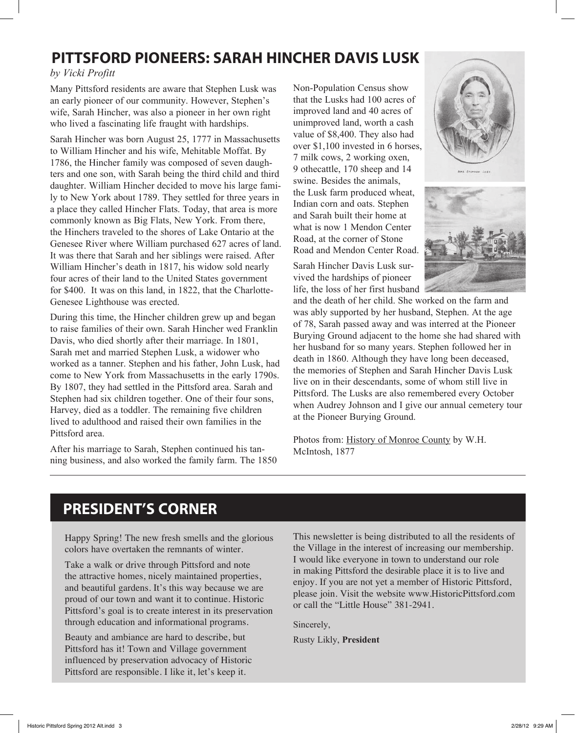## PITTSFORD PIONEERS: SARAH HINCHER DAVIS LUSK

*by Vicki Profitt*

Many Pittsford residents are aware that Stephen Lusk was an early pioneer of our community. However, Stephen's wife, Sarah Hincher, was also a pioneer in her own right who lived a fascinating life fraught with hardships.

Sarah Hincher was born August 25, 1777 in Massachusetts to William Hincher and his wife, Mehitable Moffat. By 1786, the Hincher family was composed of seven daughters and one son, with Sarah being the third child and third daughter. William Hincher decided to move his large family to New York about 1789. They settled for three years in a place they called Hincher Flats. Today, that area is more commonly known as Big Flats, New York. From there, the Hinchers traveled to the shores of Lake Ontario at the Genesee River where William purchased 627 acres of land. It was there that Sarah and her siblings were raised. After William Hincher's death in 1817, his widow sold nearly four acres of their land to the United States government for $400. It was on this land, in 1822, that the Charlotte-Genesee Lighthouse was erected.

During this time, the Hincher children grew up and began to raise families of their own. Sarah Hincher wed Franklin Davis, who died shortly after their marriage. In 1801, Sarah met and married Stephen Lusk, a widower who worked as a tanner. Stephen and his father, John Lusk, had come to New York from Massachusetts in the early 1790s. By 1807, they had settled in the Pittsford area. Sarah and Stephen had six children together. One of their four sons, Harvey, died as a toddler. The remaining five children lived to adulthood and raised their own families in the Pittsford area.

After his marriage to Sarah, Stephen continued his tanning business, and also worked the family farm. The 1850 Non-Population Census show that the Lusks had 100 acres of improved land and 40 acres of unimproved land, worth a cash value of $8,400. They also had over $1,100 invested in 6 horses, 7 milk cows, 2 working oxen, 9 othecattle, 170 sheep and 14 swine. Besides the animals, the Lusk farm produced wheat, Indian corn and oats. Stephen and Sarah built their home at what is now 1 Mendon Center Road, at the corner of Stone Road and Mendon Center Road.

Sarah Hincher Davis Lusk survived the hardships of pioneer life, the loss of her first husband and the death of her child. She worked on the farm and was ably supported by her husband, Stephen. At the age of 78, Sarah passed away and was interred at the Pioneer Burying Ground adjacent to the home she had shared with her husband for so many years. Stephen followed her in death in 1860. Although they have long been deceased, the memories of Stephen and Sarah Hincher Davis Lusk live on in their descendants, some of whom still live in Pittsford. The Lusks are also remembered every October when Audrey Johnson and I give our annual cemetery tour at the Pioneer Burying Ground.

MRS. STEPHEN LUSK.

Photos from: History of Monroe County by W.H. McIntosh, 1877

## PRESIDENT'S CORNER

Happy Spring! The new fresh smells and the glorious colors have overtaken the remnants of winter.

Take a walk or drive through Pittsford and note the attractive homes, nicely maintained properties, and beautiful gardens. It's this way because we are proud of our town and want it to continue. Historic Pittsford's goal is to create interest in its preservation through education and informational programs.

Beauty and ambiance are hard to describe, but Pittsford has it! Town and Village government influenced by preservation advocacy of Historic Pittsford are responsible. I like it, let's keep it.

This newsletter is being distributed to all the residents of the Village in the interest of increasing our membership. I would like everyone in town to understand our role in making Pittsford the desirable place it is to live and enjoy. If you are not yet a member of Historic Pittsford, please join. Visit the website www.HistoricPittsford.com or call the "Little House" 381-2941.

Sincerely,

Rusty Likly, **President**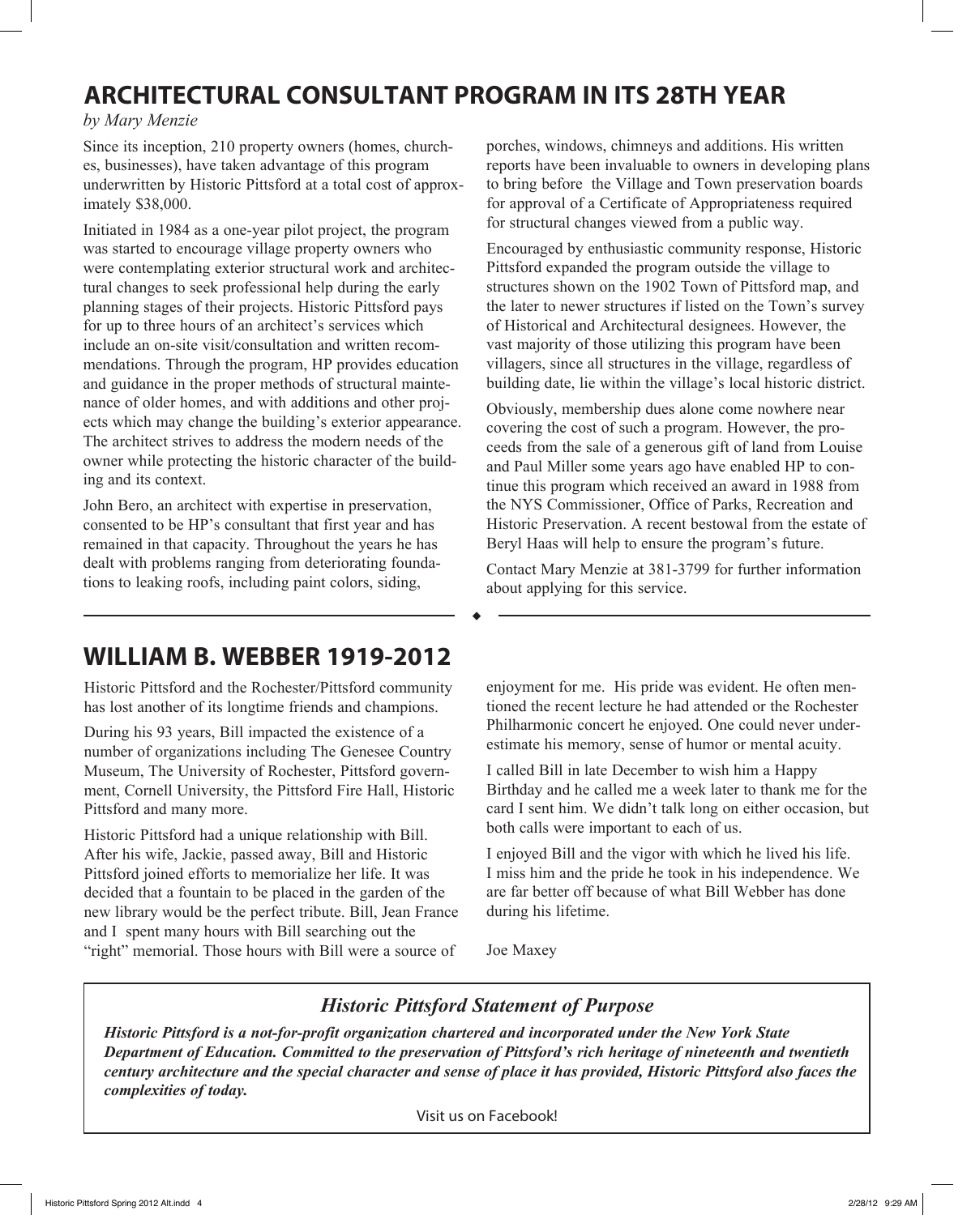# ARCHITECTURAL CONSULTANT PROGRAM IN ITS 28TH YEAR

*by Mary Menzie*

Since its inception, 210 property owners (homes, churches, businesses), have taken advantage of this program underwritten by Historic Pittsford at a total cost of approximately $38,000.

Initiated in 1984 as a one-year pilot project, the program was started to encourage village property owners who were contemplating exterior structural work and architectural changes to seek professional help during the early planning stages of their projects. Historic Pittsford pays for up to three hours of an architect's services which include an on-site visit/consultation and written recommendations. Through the program, HP provides education and guidance in the proper methods of structural maintenance of older homes, and with additions and other projects which may change the building's exterior appearance. The architect strives to address the modern needs of the owner while protecting the historic character of the building and its context.

John Bero, an architect with expertise in preservation, consented to be HP's consultant that first year and has remained in that capacity. Throughout the years he has dealt with problems ranging from deteriorating foundations to leaking roofs, including paint colors, siding, porches, windows, chimneys and additions. His written reports have been invaluable to owners in developing plans to bring before the Village and Town preservation boards for approval of a Certificate of Appropriateness required for structural changes viewed from a public way.

Encouraged by enthusiastic community response, Historic Pittsford expanded the program outside the village to structures shown on the 1902 Town of Pittsford map, and the later to newer structures if listed on the Town's survey of Historical and Architectural designees. However, the vast majority of those utilizing this program have been villagers, since all structures in the village, regardless of building date, lie within the village's local historic district.

Obviously, membership dues alone come nowhere near covering the cost of such a program. However, the proceeds from the sale of a generous gift of land from Louise and Paul Miller some years ago have enabled HP to continue this program which received an award in 1988 from the NYS Commissioner, Office of Parks, Recreation and Historic Preservation. A recent bestowal from the estate of Beryl Haas will help to ensure the program's future.

Contact Mary Menzie at 381-3799 for further information about applying for this service.

# WILLIAM B. WEBBER 1919-2012

Historic Pittsford and the Rochester/Pittsford community has lost another of its longtime friends and champions.

During his 93 years, Bill impacted the existence of a number of organizations including The Genesee Country Museum, The University of Rochester, Pittsford government, Cornell University, the Pittsford Fire Hall, Historic Pittsford and many more.

Historic Pittsford had a unique relationship with Bill. After his wife, Jackie, passed away, Bill and Historic Pittsford joined efforts to memorialize her life. It was decided that a fountain to be placed in the garden of the new library would be the perfect tribute. Bill, Jean France and I spent many hours with Bill searching out the "right" memorial. Those hours with Bill were a source of enjoyment for me. His pride was evident. He often mentioned the recent lecture he had attended or the Rochester Philharmonic concert he enjoyed. One could never underestimate his memory, sense of humor or mental acuity.

I called Bill in late December to wish him a Happy Birthday and he called me a week later to thank me for the card I sent him. We didn't talk long on either occasion, but both calls were important to each of us.

I enjoyed Bill and the vigor with which he lived his life. I miss him and the pride he took in his independence. We are far better off because of what Bill Webber has done during his lifetime.

Joe Maxey

## *Historic Pittsford Statement of Purpose*

***Historic Pittsford is a not-for-profit organization chartered and incorporated under the New York State Department of Education. Committed to the preservation of Pittsford's rich heritage of nineteenth and twentieth century architecture and the special character and sense of place it has provided, Historic Pittsford also faces the complexities of today.***

Visit us on Facebook!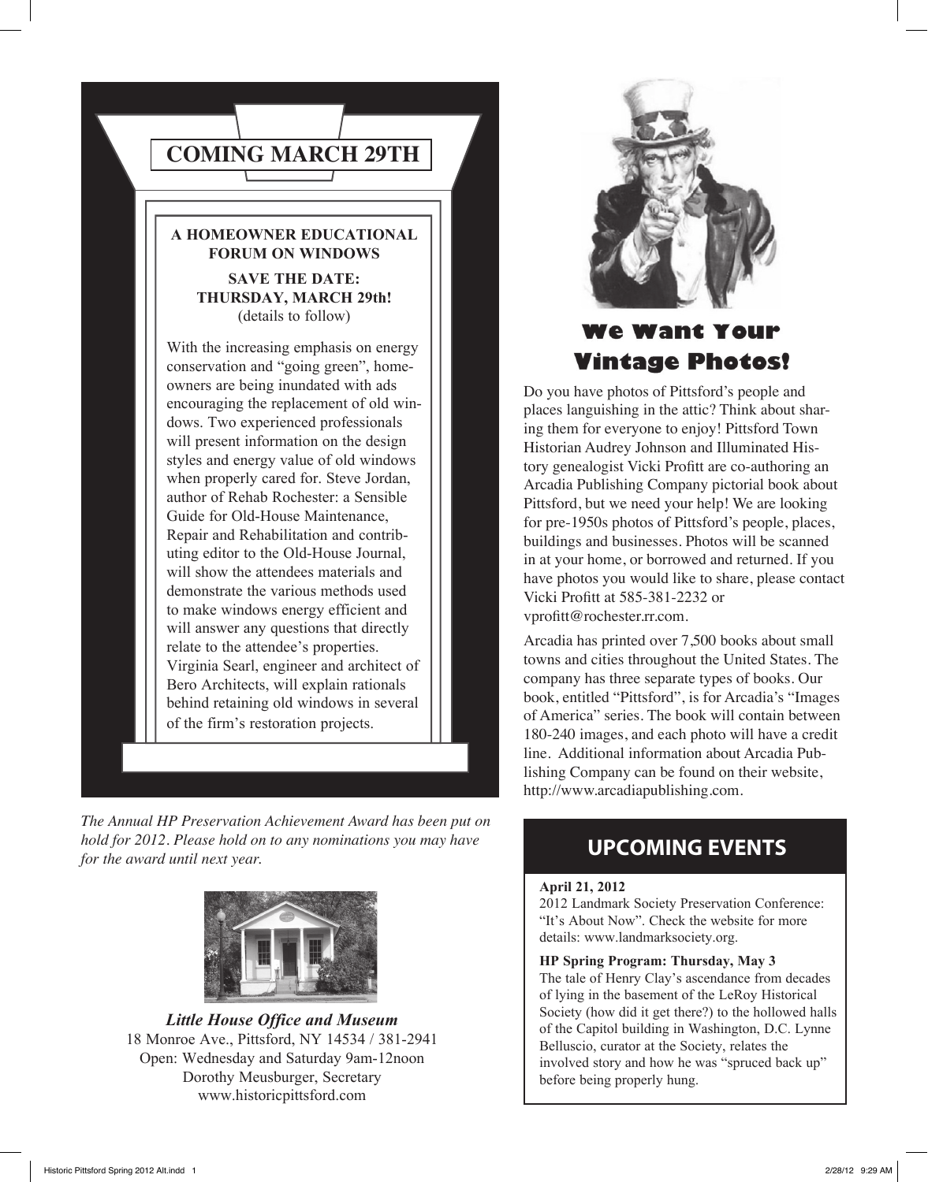## COMING MARCH 29TH

**A HOMEOWNER EDUCATIONAL FORUM ON WINDOWS**

**SAVE THE DATE: THURSDAY, MARCH 29th!**
(details to follow)

With the increasing emphasis on energy conservation and "going green", homeowners are being inundated with ads encouraging the replacement of old windows. Two experienced professionals will present information on the design styles and energy value of old windows when properly cared for. Steve Jordan, author of Rehab Rochester: a Sensible Guide for Old-House Maintenance, Repair and Rehabilitation and contributing editor to the Old-House Journal, will show the attendees materials and demonstrate the various methods used to make windows energy efficient and will answer any questions that directly relate to the attendee's properties. Virginia Searl, engineer and architect of Bero Architects, will explain rationals behind retaining old windows in several of the firm's restoration projects.

*The Annual HP Preservation Achievement Award has been put on hold for 2012. Please hold on to any nominations you may have for the award until next year.*

***Little House Office and Museum***
18 Monroe Ave., Pittsford, NY 14534 / 381-2941
Open: Wednesday and Saturday 9am-12noon
Dorothy Meusburger, Secretary
www.historicpittsford.com

## We Want Your Vintage Photos!

Do you have photos of Pittsford's people and places languishing in the attic? Think about sharing them for everyone to enjoy! Pittsford Town Historian Audrey Johnson and Illuminated History genealogist Vicki Profitt are co-authoring an Arcadia Publishing Company pictorial book about Pittsford, but we need your help! We are looking for pre-1950s photos of Pittsford's people, places, buildings and businesses. Photos will be scanned in at your home, or borrowed and returned. If you have photos you would like to share, please contact Vicki Profitt at 585-381-2232 or vprofitt@rochester.rr.com.

Arcadia has printed over 7,500 books about small towns and cities throughout the United States. The company has three separate types of books. Our book, entitled "Pittsford", is for Arcadia's "Images of America" series. The book will contain between 180-240 images, and each photo will have a credit line. Additional information about Arcadia Publishing Company can be found on their website, http://www.arcadiapublishing.com.

## UPCOMING EVENTS

**April 21, 2012**
2012 Landmark Society Preservation Conference: "It's About Now". Check the website for more details: www.landmarksociety.org.

**HP Spring Program: Thursday, May 3**
The tale of Henry Clay's ascendance from decades of lying in the basement of the LeRoy Historical Society (how did it get there?) to the hollowed halls of the Capitol building in Washington, D.C. Lynne Belluscio, curator at the Society, relates the involved story and how he was "spruced back up" before being properly hung.